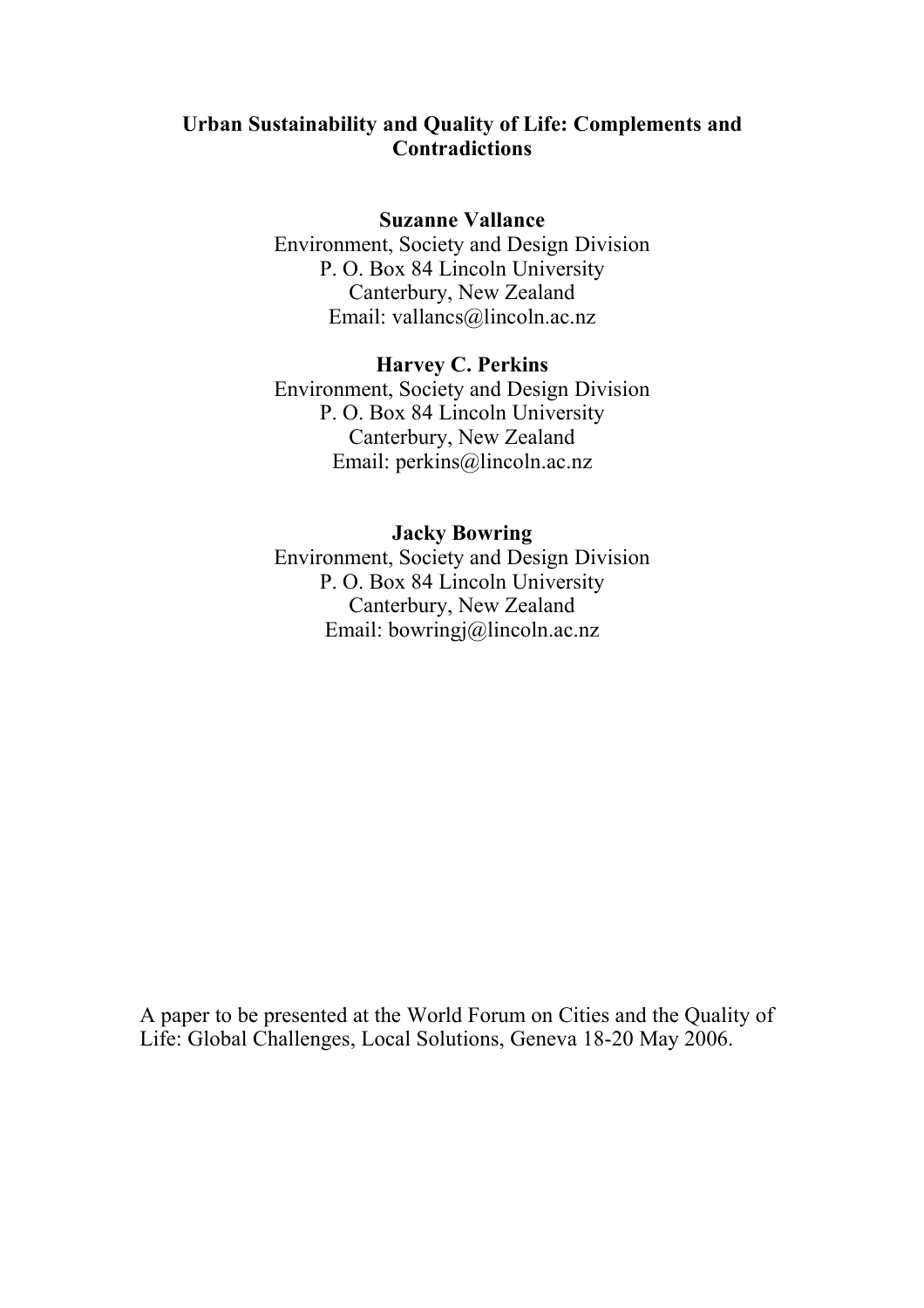# Urban Sustainability and Quality of Life: Complements and Contradictions

**Suzanne Vallance**
Environment, Society and Design Division
P. O. Box 84 Lincoln University
Canterbury, New Zealand
Email: vallancs@lincoln.ac.nz

**Harvey C. Perkins**
Environment, Society and Design Division
P. O. Box 84 Lincoln University
Canterbury, New Zealand
Email: perkins@lincoln.ac.nz

**Jacky Bowring**
Environment, Society and Design Division
P. O. Box 84 Lincoln University
Canterbury, New Zealand
Email: bowringj@lincoln.ac.nz

A paper to be presented at the World Forum on Cities and the Quality of Life: Global Challenges, Local Solutions, Geneva 18-20 May 2006.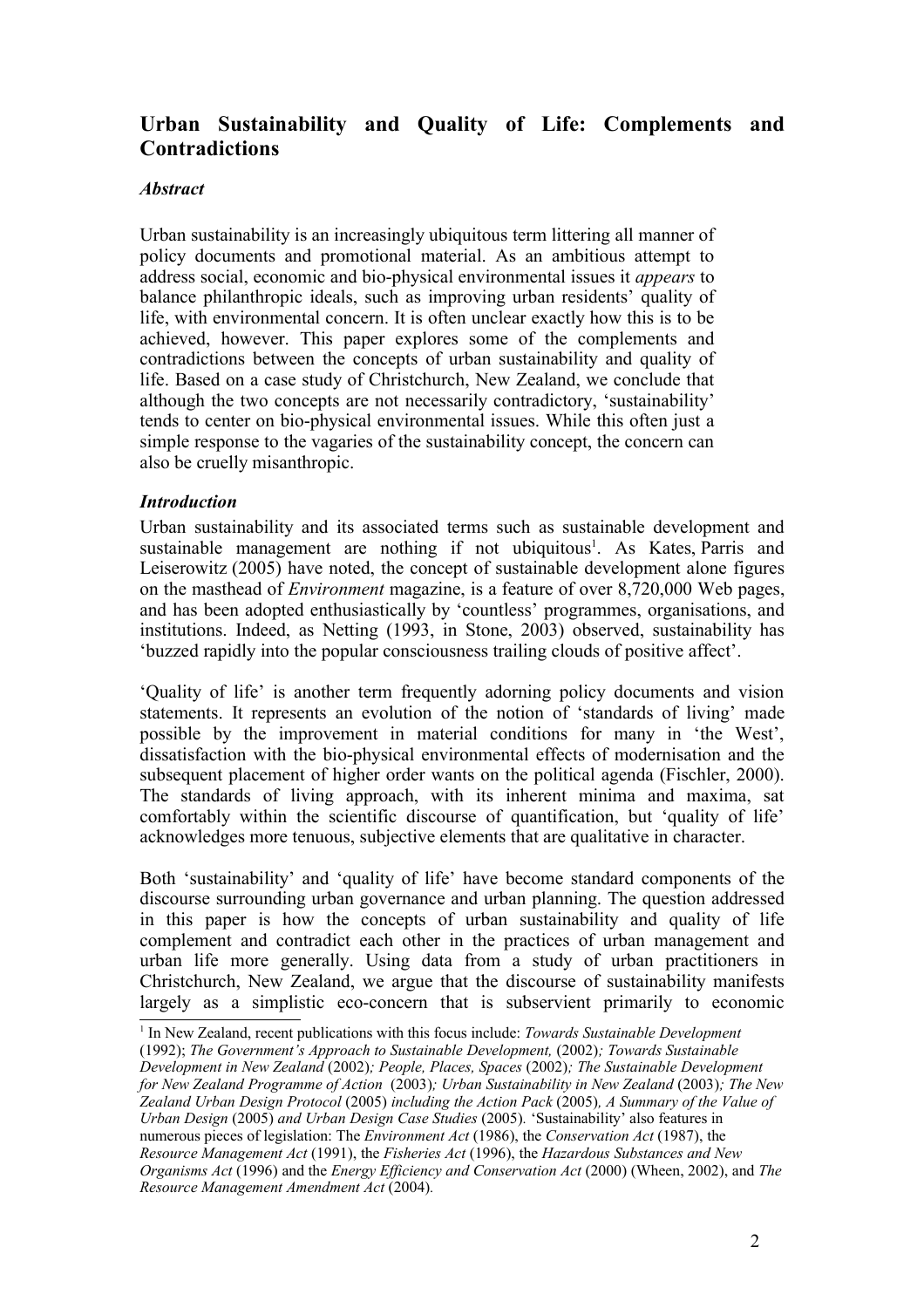## Urban Sustainability and Quality of Life: Complements and Contradictions

### *Abstract*

Urban sustainability is an increasingly ubiquitous term littering all manner of policy documents and promotional material. As an ambitious attempt to address social, economic and bio-physical environmental issues it *appears* to balance philanthropic ideals, such as improving urban residents' quality of life, with environmental concern. It is often unclear exactly how this is to be achieved, however. This paper explores some of the complements and contradictions between the concepts of urban sustainability and quality of life. Based on a case study of Christchurch, New Zealand, we conclude that although the two concepts are not necessarily contradictory, 'sustainability' tends to center on bio-physical environmental issues. While this often just a simple response to the vagaries of the sustainability concept, the concern can also be cruelly misanthropic.

### *Introduction*

Urban sustainability and its associated terms such as sustainable development and sustainable management are nothing if not ubiquitous[1]. As Kates, Parris and Leiserowitz (2005) have noted, the concept of sustainable development alone figures on the masthead of *Environment* magazine, is a feature of over 8,720,000 Web pages, and has been adopted enthusiastically by 'countless' programmes, organisations, and institutions. Indeed, as Netting (1993, in Stone, 2003) observed, sustainability has 'buzzed rapidly into the popular consciousness trailing clouds of positive affect'.

'Quality of life' is another term frequently adorning policy documents and vision statements. It represents an evolution of the notion of 'standards of living' made possible by the improvement in material conditions for many in 'the West', dissatisfaction with the bio-physical environmental effects of modernisation and the subsequent placement of higher order wants on the political agenda (Fischler, 2000). The standards of living approach, with its inherent minima and maxima, sat comfortably within the scientific discourse of quantification, but 'quality of life' acknowledges more tenuous, subjective elements that are qualitative in character.

Both 'sustainability' and 'quality of life' have become standard components of the discourse surrounding urban governance and urban planning. The question addressed in this paper is how the concepts of urban sustainability and quality of life complement and contradict each other in the practices of urban management and urban life more generally. Using data from a study of urban practitioners in Christchurch, New Zealand, we argue that the discourse of sustainability manifests largely as a simplistic eco-concern that is subservient primarily to economic

---

[1] In New Zealand, recent publications with this focus include: *Towards Sustainable Development* (1992); *The Government's Approach to Sustainable Development,* (2002)*; Towards Sustainable Development in New Zealand* (2002)*; People, Places, Spaces* (2002)*; The Sustainable Development for New Zealand Programme of Action* (2003)*; Urban Sustainability in New Zealand* (2003)*; The New Zealand Urban Design Protocol* (2005) *including the Action Pack* (2005)*, A Summary of the Value of Urban Design* (2005) *and Urban Design Case Studies* (2005)*.* 'Sustainability' also features in numerous pieces of legislation: The *Environment Act* (1986), the *Conservation Act* (1987), the *Resource Management Act* (1991), the *Fisheries Act* (1996), the *Hazardous Substances and New Organisms Act* (1996) and the *Energy Efficiency and Conservation Act* (2000) (Wheen, 2002), and *The Resource Management Amendment Act* (2004).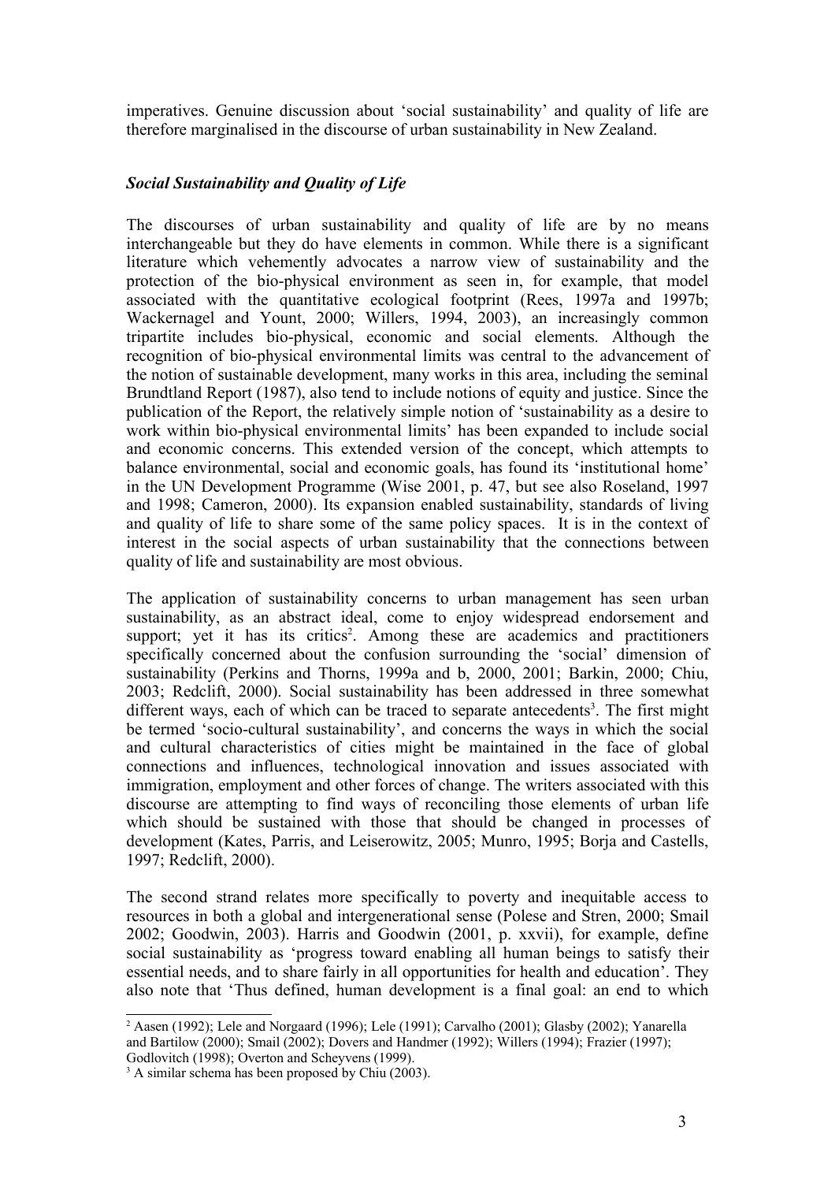imperatives. Genuine discussion about 'social sustainability' and quality of life are therefore marginalised in the discourse of urban sustainability in New Zealand.

### *Social Sustainability and Quality of Life*

The discourses of urban sustainability and quality of life are by no means interchangeable but they do have elements in common. While there is a significant literature which vehemently advocates a narrow view of sustainability and the protection of the bio-physical environment as seen in, for example, that model associated with the quantitative ecological footprint (Rees, 1997a and 1997b; Wackernagel and Yount, 2000; Willers, 1994, 2003), an increasingly common tripartite includes bio-physical, economic and social elements. Although the recognition of bio-physical environmental limits was central to the advancement of the notion of sustainable development, many works in this area, including the seminal Brundtland Report (1987), also tend to include notions of equity and justice. Since the publication of the Report, the relatively simple notion of 'sustainability as a desire to work within bio-physical environmental limits' has been expanded to include social and economic concerns. This extended version of the concept, which attempts to balance environmental, social and economic goals, has found its 'institutional home' in the UN Development Programme (Wise 2001, p. 47, but see also Roseland, 1997 and 1998; Cameron, 2000). Its expansion enabled sustainability, standards of living and quality of life to share some of the same policy spaces. It is in the context of interest in the social aspects of urban sustainability that the connections between quality of life and sustainability are most obvious.

The application of sustainability concerns to urban management has seen urban sustainability, as an abstract ideal, come to enjoy widespread endorsement and support; yet it has its critics[2]. Among these are academics and practitioners specifically concerned about the confusion surrounding the 'social' dimension of sustainability (Perkins and Thorns, 1999a and b, 2000, 2001; Barkin, 2000; Chiu, 2003; Redclift, 2000). Social sustainability has been addressed in three somewhat different ways, each of which can be traced to separate antecedents[3]. The first might be termed 'socio-cultural sustainability', and concerns the ways in which the social and cultural characteristics of cities might be maintained in the face of global connections and influences, technological innovation and issues associated with immigration, employment and other forces of change. The writers associated with this discourse are attempting to find ways of reconciling those elements of urban life which should be sustained with those that should be changed in processes of development (Kates, Parris, and Leiserowitz, 2005; Munro, 1995; Borja and Castells, 1997; Redclift, 2000).

The second strand relates more specifically to poverty and inequitable access to resources in both a global and intergenerational sense (Polese and Stren, 2000; Smail 2002; Goodwin, 2003). Harris and Goodwin (2001, p. xxvii), for example, define social sustainability as 'progress toward enabling all human beings to satisfy their essential needs, and to share fairly in all opportunities for health and education'. They also note that 'Thus defined, human development is a final goal: an end to which

---

[2] Aasen (1992); Lele and Norgaard (1996); Lele (1991); Carvalho (2001); Glasby (2002); Yanarella and Bartilow (2000); Smail (2002); Dovers and Handmer (1992); Willers (1994); Frazier (1997); Godlovitch (1998); Overton and Scheyvens (1999).

[3] A similar schema has been proposed by Chiu (2003).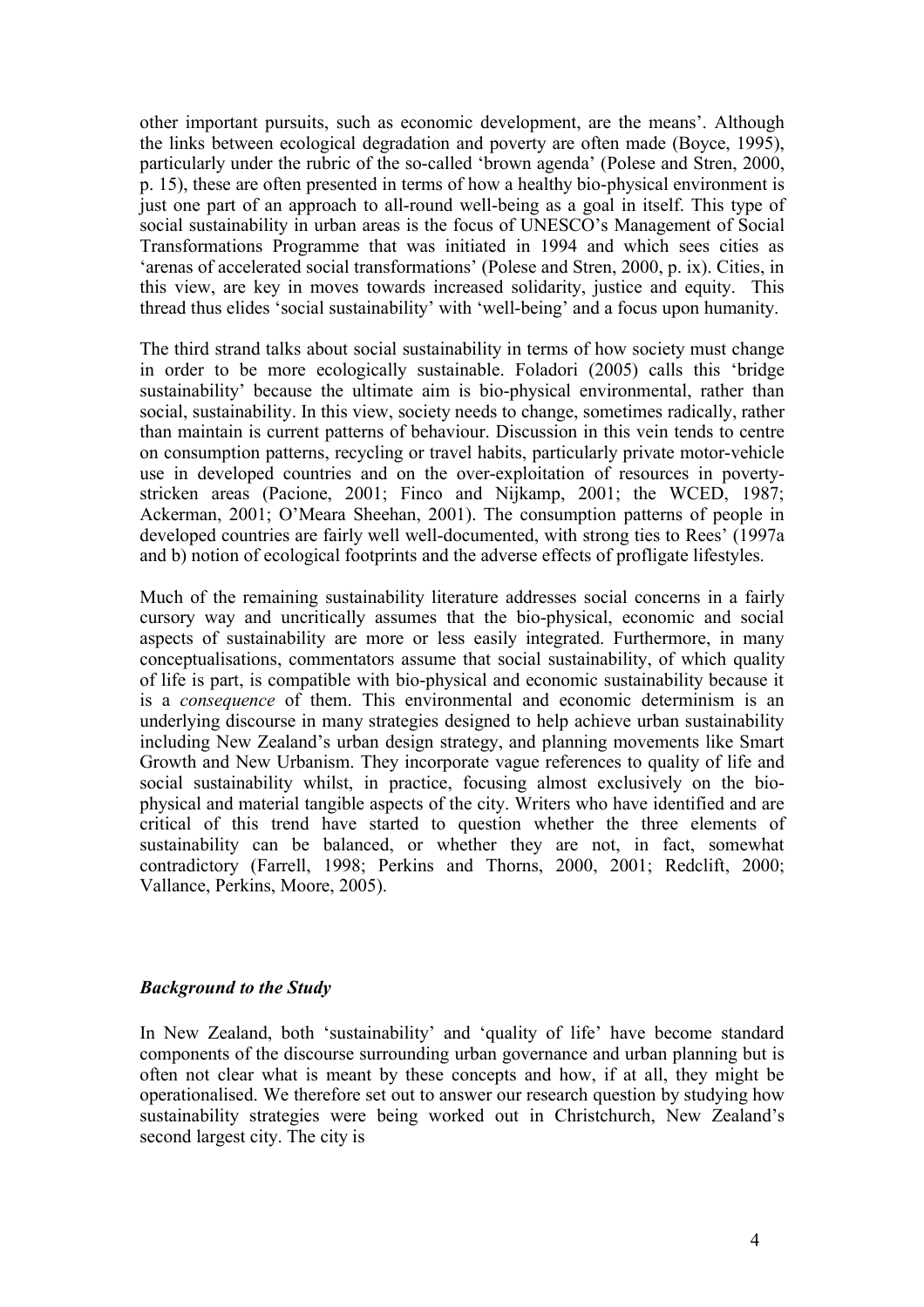other important pursuits, such as economic development, are the means'. Although the links between ecological degradation and poverty are often made (Boyce, 1995), particularly under the rubric of the so-called 'brown agenda' (Polese and Stren, 2000, p. 15), these are often presented in terms of how a healthy bio-physical environment is just one part of an approach to all-round well-being as a goal in itself. This type of social sustainability in urban areas is the focus of UNESCO's Management of Social Transformations Programme that was initiated in 1994 and which sees cities as 'arenas of accelerated social transformations' (Polese and Stren, 2000, p. ix). Cities, in this view, are key in moves towards increased solidarity, justice and equity. This thread thus elides 'social sustainability' with 'well-being' and a focus upon humanity.

The third strand talks about social sustainability in terms of how society must change in order to be more ecologically sustainable. Foladori (2005) calls this 'bridge sustainability' because the ultimate aim is bio-physical environmental, rather than social, sustainability. In this view, society needs to change, sometimes radically, rather than maintain is current patterns of behaviour. Discussion in this vein tends to centre on consumption patterns, recycling or travel habits, particularly private motor-vehicle use in developed countries and on the over-exploitation of resources in poverty-stricken areas (Pacione, 2001; Finco and Nijkamp, 2001; the WCED, 1987; Ackerman, 2001; O'Meara Sheehan, 2001). The consumption patterns of people in developed countries are fairly well well-documented, with strong ties to Rees' (1997a and b) notion of ecological footprints and the adverse effects of profligate lifestyles.

Much of the remaining sustainability literature addresses social concerns in a fairly cursory way and uncritically assumes that the bio-physical, economic and social aspects of sustainability are more or less easily integrated. Furthermore, in many conceptualisations, commentators assume that social sustainability, of which quality of life is part, is compatible with bio-physical and economic sustainability because it is a *consequence* of them. This environmental and economic determinism is an underlying discourse in many strategies designed to help achieve urban sustainability including New Zealand's urban design strategy, and planning movements like Smart Growth and New Urbanism. They incorporate vague references to quality of life and social sustainability whilst, in practice, focusing almost exclusively on the bio-physical and material tangible aspects of the city. Writers who have identified and are critical of this trend have started to question whether the three elements of sustainability can be balanced, or whether they are not, in fact, somewhat contradictory (Farrell, 1998; Perkins and Thorns, 2000, 2001; Redclift, 2000; Vallance, Perkins, Moore, 2005).

### ***Background to the Study***

In New Zealand, both 'sustainability' and 'quality of life' have become standard components of the discourse surrounding urban governance and urban planning but is often not clear what is meant by these concepts and how, if at all, they might be operationalised. We therefore set out to answer our research question by studying how sustainability strategies were being worked out in Christchurch, New Zealand's second largest city. The city is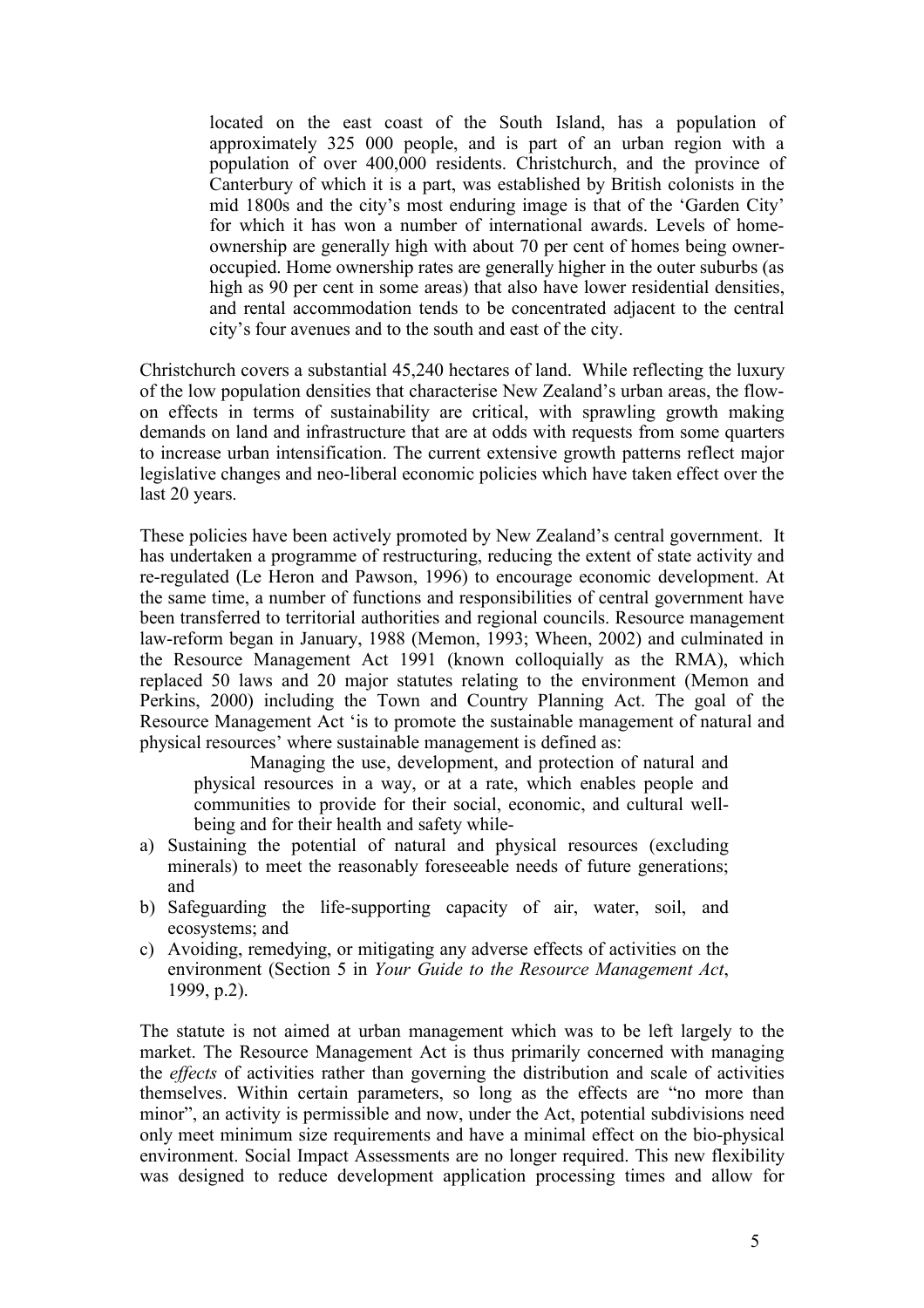> located on the east coast of the South Island, has a population of approximately 325 000 people, and is part of an urban region with a population of over 400,000 residents. Christchurch, and the province of Canterbury of which it is a part, was established by British colonists in the mid 1800s and the city's most enduring image is that of the 'Garden City' for which it has won a number of international awards. Levels of home-ownership are generally high with about 70 per cent of homes being owner-occupied. Home ownership rates are generally higher in the outer suburbs (as high as 90 per cent in some areas) that also have lower residential densities, and rental accommodation tends to be concentrated adjacent to the central city's four avenues and to the south and east of the city.

Christchurch covers a substantial 45,240 hectares of land. While reflecting the luxury of the low population densities that characterise New Zealand's urban areas, the flow-on effects in terms of sustainability are critical, with sprawling growth making demands on land and infrastructure that are at odds with requests from some quarters to increase urban intensification. The current extensive growth patterns reflect major legislative changes and neo-liberal economic policies which have taken effect over the last 20 years.

These policies have been actively promoted by New Zealand's central government. It has undertaken a programme of restructuring, reducing the extent of state activity and re-regulated (Le Heron and Pawson, 1996) to encourage economic development. At the same time, a number of functions and responsibilities of central government have been transferred to territorial authorities and regional councils. Resource management law-reform began in January, 1988 (Memon, 1993; Wheen, 2002) and culminated in the Resource Management Act 1991 (known colloquially as the RMA), which replaced 50 laws and 20 major statutes relating to the environment (Memon and Perkins, 2000) including the Town and Country Planning Act. The goal of the Resource Management Act 'is to promote the sustainable management of natural and physical resources' where sustainable management is defined as:

> Managing the use, development, and protection of natural and physical resources in a way, or at a rate, which enables people and communities to provide for their social, economic, and cultural well-being and for their health and safety while-
>
> a) Sustaining the potential of natural and physical resources (excluding minerals) to meet the reasonably foreseeable needs of future generations; and
> b) Safeguarding the life-supporting capacity of air, water, soil, and ecosystems; and
> c) Avoiding, remedying, or mitigating any adverse effects of activities on the environment (Section 5 in *Your Guide to the Resource Management Act*, 1999, p.2).

The statute is not aimed at urban management which was to be left largely to the market. The Resource Management Act is thus primarily concerned with managing the *effects* of activities rather than governing the distribution and scale of activities themselves. Within certain parameters, so long as the effects are "no more than minor", an activity is permissible and now, under the Act, potential subdivisions need only meet minimum size requirements and have a minimal effect on the bio-physical environment. Social Impact Assessments are no longer required. This new flexibility was designed to reduce development application processing times and allow for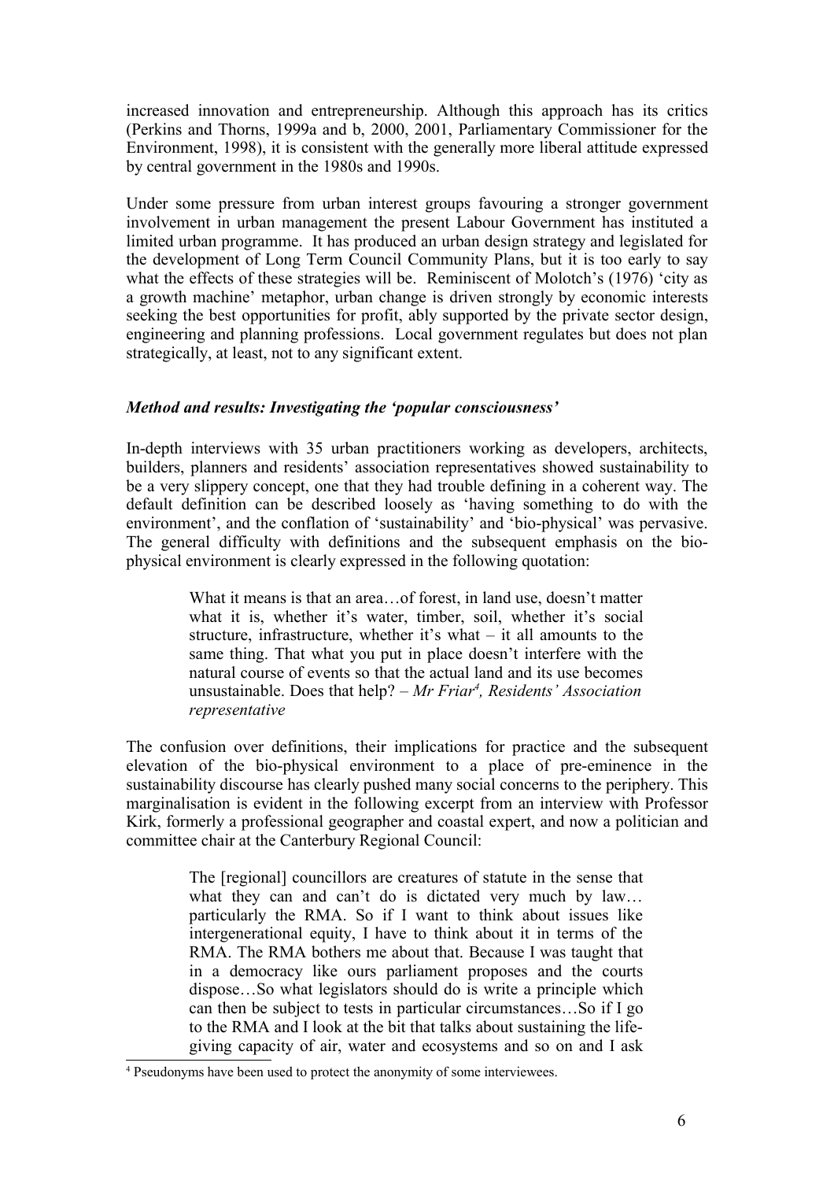increased innovation and entrepreneurship. Although this approach has its critics (Perkins and Thorns, 1999a and b, 2000, 2001, Parliamentary Commissioner for the Environment, 1998), it is consistent with the generally more liberal attitude expressed by central government in the 1980s and 1990s.

Under some pressure from urban interest groups favouring a stronger government involvement in urban management the present Labour Government has instituted a limited urban programme. It has produced an urban design strategy and legislated for the development of Long Term Council Community Plans, but it is too early to say what the effects of these strategies will be. Reminiscent of Molotch's (1976) 'city as a growth machine' metaphor, urban change is driven strongly by economic interests seeking the best opportunities for profit, ably supported by the private sector design, engineering and planning professions. Local government regulates but does not plan strategically, at least, not to any significant extent.

### *Method and results: Investigating the 'popular consciousness'*

In-depth interviews with 35 urban practitioners working as developers, architects, builders, planners and residents' association representatives showed sustainability to be a very slippery concept, one that they had trouble defining in a coherent way. The default definition can be described loosely as 'having something to do with the environment', and the conflation of 'sustainability' and 'bio-physical' was pervasive. The general difficulty with definitions and the subsequent emphasis on the bio-physical environment is clearly expressed in the following quotation:

> What it means is that an area…of forest, in land use, doesn't matter what it is, whether it's water, timber, soil, whether it's social structure, infrastructure, whether it's what – it all amounts to the same thing. That what you put in place doesn't interfere with the natural course of events so that the actual land and its use becomes unsustainable. Does that help? – *Mr Friar[4], Residents' Association representative*

The confusion over definitions, their implications for practice and the subsequent elevation of the bio-physical environment to a place of pre-eminence in the sustainability discourse has clearly pushed many social concerns to the periphery. This marginalisation is evident in the following excerpt from an interview with Professor Kirk, formerly a professional geographer and coastal expert, and now a politician and committee chair at the Canterbury Regional Council:

> The [regional] councillors are creatures of statute in the sense that what they can and can't do is dictated very much by law… particularly the RMA. So if I want to think about issues like intergenerational equity, I have to think about it in terms of the RMA. The RMA bothers me about that. Because I was taught that in a democracy like ours parliament proposes and the courts dispose…So what legislators should do is write a principle which can then be subject to tests in particular circumstances…So if I go to the RMA and I look at the bit that talks about sustaining the life-giving capacity of air, water and ecosystems and so on and I ask

[4] Pseudonyms have been used to protect the anonymity of some interviewees.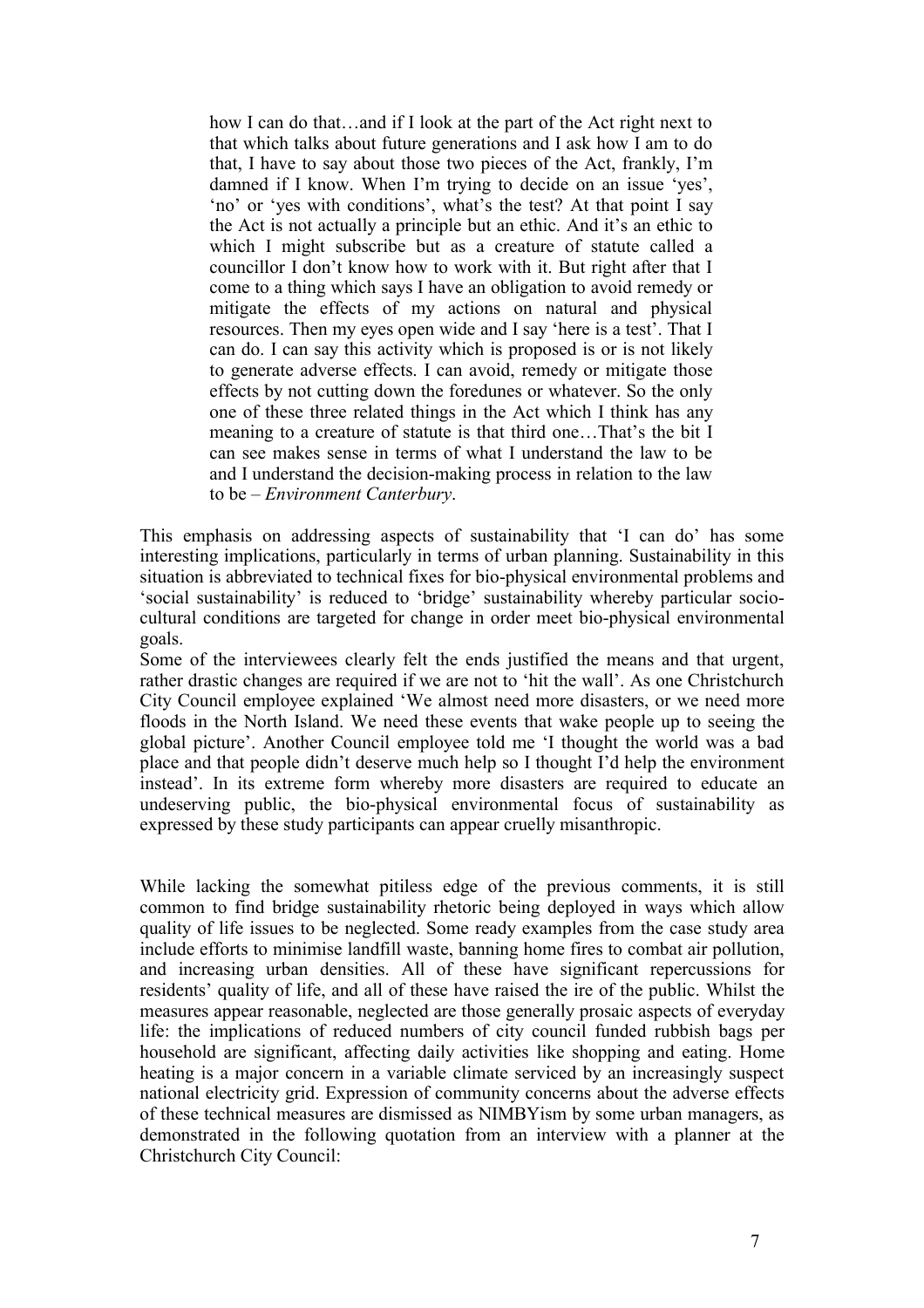> how I can do that…and if I look at the part of the Act right next to that which talks about future generations and I ask how I am to do that, I have to say about those two pieces of the Act, frankly, I'm damned if I know. When I'm trying to decide on an issue 'yes', 'no' or 'yes with conditions', what's the test? At that point I say the Act is not actually a principle but an ethic. And it's an ethic to which I might subscribe but as a creature of statute called a councillor I don't know how to work with it. But right after that I come to a thing which says I have an obligation to avoid remedy or mitigate the effects of my actions on natural and physical resources. Then my eyes open wide and I say 'here is a test'. That I can do. I can say this activity which is proposed is or is not likely to generate adverse effects. I can avoid, remedy or mitigate those effects by not cutting down the foredunes or whatever. So the only one of these three related things in the Act which I think has any meaning to a creature of statute is that third one…That's the bit I can see makes sense in terms of what I understand the law to be and I understand the decision-making process in relation to the law to be – *Environment Canterbury*.

This emphasis on addressing aspects of sustainability that 'I can do' has some interesting implications, particularly in terms of urban planning. Sustainability in this situation is abbreviated to technical fixes for bio-physical environmental problems and 'social sustainability' is reduced to 'bridge' sustainability whereby particular socio-cultural conditions are targeted for change in order meet bio-physical environmental goals.

Some of the interviewees clearly felt the ends justified the means and that urgent, rather drastic changes are required if we are not to 'hit the wall'. As one Christchurch City Council employee explained 'We almost need more disasters, or we need more floods in the North Island. We need these events that wake people up to seeing the global picture'. Another Council employee told me 'I thought the world was a bad place and that people didn't deserve much help so I thought I'd help the environment instead'. In its extreme form whereby more disasters are required to educate an undeserving public, the bio-physical environmental focus of sustainability as expressed by these study participants can appear cruelly misanthropic.

While lacking the somewhat pitiless edge of the previous comments, it is still common to find bridge sustainability rhetoric being deployed in ways which allow quality of life issues to be neglected. Some ready examples from the case study area include efforts to minimise landfill waste, banning home fires to combat air pollution, and increasing urban densities. All of these have significant repercussions for residents' quality of life, and all of these have raised the ire of the public. Whilst the measures appear reasonable, neglected are those generally prosaic aspects of everyday life: the implications of reduced numbers of city council funded rubbish bags per household are significant, affecting daily activities like shopping and eating. Home heating is a major concern in a variable climate serviced by an increasingly suspect national electricity grid. Expression of community concerns about the adverse effects of these technical measures are dismissed as NIMBYism by some urban managers, as demonstrated in the following quotation from an interview with a planner at the Christchurch City Council: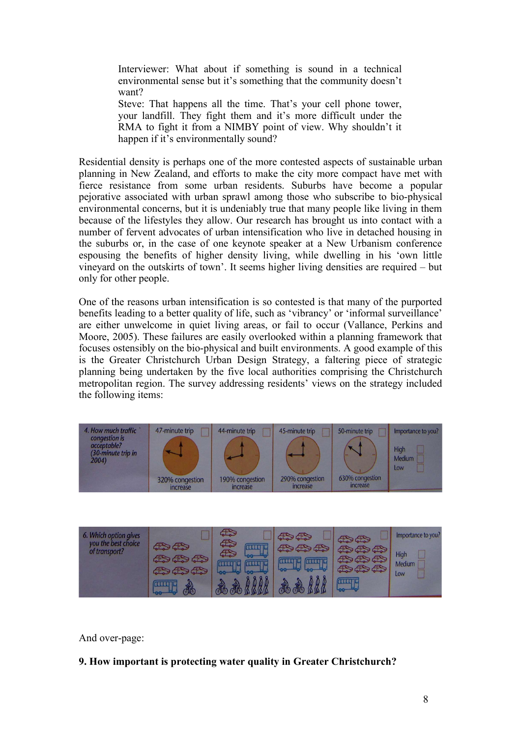Interviewer: What about if something is sound in a technical environmental sense but it's something that the community doesn't want?

Steve: That happens all the time. That's your cell phone tower, your landfill. They fight them and it's more difficult under the RMA to fight it from a NIMBY point of view. Why shouldn't it happen if it's environmentally sound?

Residential density is perhaps one of the more contested aspects of sustainable urban planning in New Zealand, and efforts to make the city more compact have met with fierce resistance from some urban residents. Suburbs have become a popular pejorative associated with urban sprawl among those who subscribe to bio-physical environmental concerns, but it is undeniably true that many people like living in them because of the lifestyles they allow. Our research has brought us into contact with a number of fervent advocates of urban intensification who live in detached housing in the suburbs or, in the case of one keynote speaker at a New Urbanism conference espousing the benefits of higher density living, while dwelling in his 'own little vineyard on the outskirts of town'. It seems higher living densities are required – but only for other people.

One of the reasons urban intensification is so contested is that many of the purported benefits leading to a better quality of life, such as 'vibrancy' or 'informal surveillance' are either unwelcome in quiet living areas, or fail to occur (Vallance, Perkins and Moore, 2005). These failures are easily overlooked within a planning framework that focuses ostensibly on the bio-physical and built environments. A good example of this is the Greater Christchurch Urban Design Strategy, a faltering piece of strategic planning being undertaken by the five local authorities comprising the Christchurch metropolitan region. The survey addressing residents' views on the strategy included the following items:

| *4. How much traffic congestion is acceptable? (30-minute trip in 2004)* | 47-minute trip ☐ 320% congestion increase | 44-minute trip ☐ 190% congestion increase | 45-minute trip ☐ 290% congestion increase | 50-minute trip ☐ 630% congestion increase | Importance to you? High ☐ Medium ☐ Low ☐ |
|---|---|---|---|---|---|

| *6. Which option gives you the best choice of transport?* | ☐ | ☐ | ☐ | ☐ | Importance to you? High ☐ Medium ☐ Low ☐ |
|---|---|---|---|---|---|

And over-page:

**9. How important is protecting water quality in Greater Christchurch?**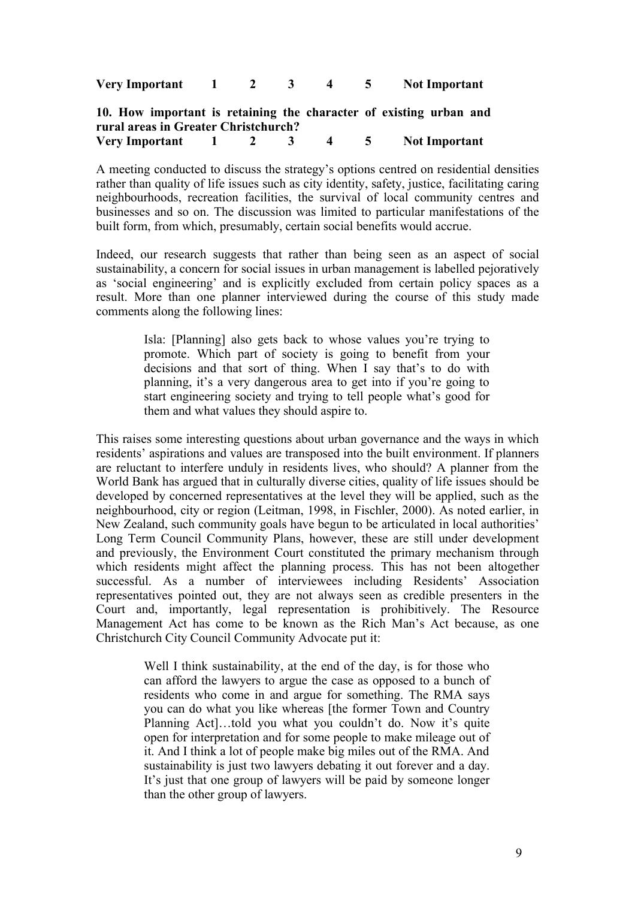**Very Important 1 2 3 4 5 Not Important**

**10. How important is retaining the character of existing urban and rural areas in Greater Christchurch?**
**Very Important 1 2 3 4 5 Not Important**

A meeting conducted to discuss the strategy's options centred on residential densities rather than quality of life issues such as city identity, safety, justice, facilitating caring neighbourhoods, recreation facilities, the survival of local community centres and businesses and so on. The discussion was limited to particular manifestations of the built form, from which, presumably, certain social benefits would accrue.

Indeed, our research suggests that rather than being seen as an aspect of social sustainability, a concern for social issues in urban management is labelled pejoratively as 'social engineering' and is explicitly excluded from certain policy spaces as a result. More than one planner interviewed during the course of this study made comments along the following lines:

> Isla: [Planning] also gets back to whose values you're trying to promote. Which part of society is going to benefit from your decisions and that sort of thing. When I say that's to do with planning, it's a very dangerous area to get into if you're going to start engineering society and trying to tell people what's good for them and what values they should aspire to.

This raises some interesting questions about urban governance and the ways in which residents' aspirations and values are transposed into the built environment. If planners are reluctant to interfere unduly in residents lives, who should? A planner from the World Bank has argued that in culturally diverse cities, quality of life issues should be developed by concerned representatives at the level they will be applied, such as the neighbourhood, city or region (Leitman, 1998, in Fischler, 2000). As noted earlier, in New Zealand, such community goals have begun to be articulated in local authorities' Long Term Council Community Plans, however, these are still under development and previously, the Environment Court constituted the primary mechanism through which residents might affect the planning process. This has not been altogether successful. As a number of interviewees including Residents' Association representatives pointed out, they are not always seen as credible presenters in the Court and, importantly, legal representation is prohibitively. The Resource Management Act has come to be known as the Rich Man's Act because, as one Christchurch City Council Community Advocate put it:

> Well I think sustainability, at the end of the day, is for those who can afford the lawyers to argue the case as opposed to a bunch of residents who come in and argue for something. The RMA says you can do what you like whereas [the former Town and Country Planning Act]…told you what you couldn't do. Now it's quite open for interpretation and for some people to make mileage out of it. And I think a lot of people make big miles out of the RMA. And sustainability is just two lawyers debating it out forever and a day. It's just that one group of lawyers will be paid by someone longer than the other group of lawyers.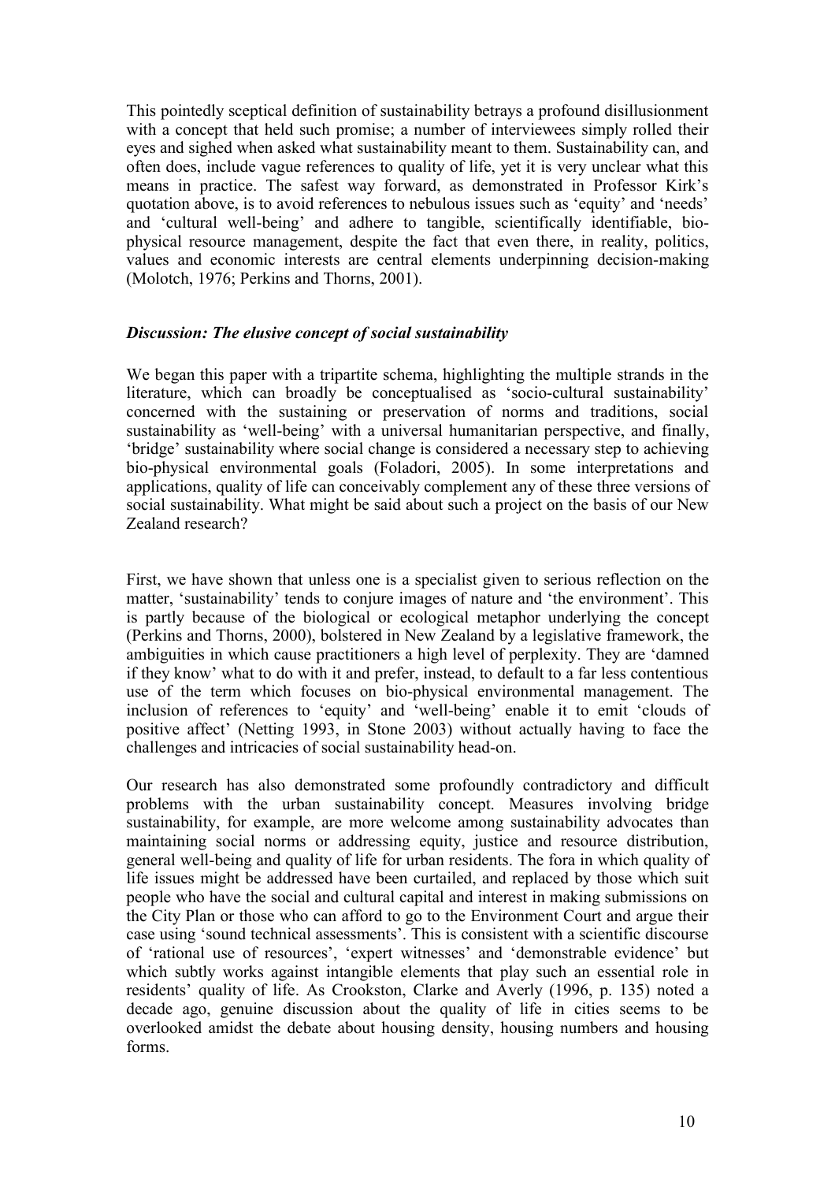This pointedly sceptical definition of sustainability betrays a profound disillusionment with a concept that held such promise; a number of interviewees simply rolled their eyes and sighed when asked what sustainability meant to them. Sustainability can, and often does, include vague references to quality of life, yet it is very unclear what this means in practice. The safest way forward, as demonstrated in Professor Kirk's quotation above, is to avoid references to nebulous issues such as 'equity' and 'needs' and 'cultural well-being' and adhere to tangible, scientifically identifiable, bio-physical resource management, despite the fact that even there, in reality, politics, values and economic interests are central elements underpinning decision-making (Molotch, 1976; Perkins and Thorns, 2001).

### *Discussion: The elusive concept of social sustainability*

We began this paper with a tripartite schema, highlighting the multiple strands in the literature, which can broadly be conceptualised as 'socio-cultural sustainability' concerned with the sustaining or preservation of norms and traditions, social sustainability as 'well-being' with a universal humanitarian perspective, and finally, 'bridge' sustainability where social change is considered a necessary step to achieving bio-physical environmental goals (Foladori, 2005). In some interpretations and applications, quality of life can conceivably complement any of these three versions of social sustainability. What might be said about such a project on the basis of our New Zealand research?

First, we have shown that unless one is a specialist given to serious reflection on the matter, 'sustainability' tends to conjure images of nature and 'the environment'. This is partly because of the biological or ecological metaphor underlying the concept (Perkins and Thorns, 2000), bolstered in New Zealand by a legislative framework, the ambiguities in which cause practitioners a high level of perplexity. They are 'damned if they know' what to do with it and prefer, instead, to default to a far less contentious use of the term which focuses on bio-physical environmental management. The inclusion of references to 'equity' and 'well-being' enable it to emit 'clouds of positive affect' (Netting 1993, in Stone 2003) without actually having to face the challenges and intricacies of social sustainability head-on.

Our research has also demonstrated some profoundly contradictory and difficult problems with the urban sustainability concept. Measures involving bridge sustainability, for example, are more welcome among sustainability advocates than maintaining social norms or addressing equity, justice and resource distribution, general well-being and quality of life for urban residents. The fora in which quality of life issues might be addressed have been curtailed, and replaced by those which suit people who have the social and cultural capital and interest in making submissions on the City Plan or those who can afford to go to the Environment Court and argue their case using 'sound technical assessments'. This is consistent with a scientific discourse of 'rational use of resources', 'expert witnesses' and 'demonstrable evidence' but which subtly works against intangible elements that play such an essential role in residents' quality of life. As Crookston, Clarke and Averly (1996, p. 135) noted a decade ago, genuine discussion about the quality of life in cities seems to be overlooked amidst the debate about housing density, housing numbers and housing forms.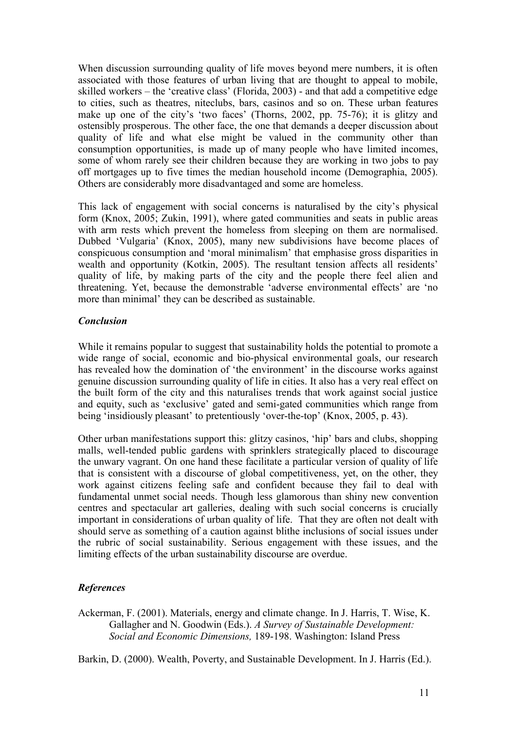When discussion surrounding quality of life moves beyond mere numbers, it is often associated with those features of urban living that are thought to appeal to mobile, skilled workers – the 'creative class' (Florida, 2003) - and that add a competitive edge to cities, such as theatres, niteclubs, bars, casinos and so on. These urban features make up one of the city's 'two faces' (Thorns, 2002, pp. 75-76); it is glitzy and ostensibly prosperous. The other face, the one that demands a deeper discussion about quality of life and what else might be valued in the community other than consumption opportunities, is made up of many people who have limited incomes, some of whom rarely see their children because they are working in two jobs to pay off mortgages up to five times the median household income (Demographia, 2005). Others are considerably more disadvantaged and some are homeless.

This lack of engagement with social concerns is naturalised by the city's physical form (Knox, 2005; Zukin, 1991), where gated communities and seats in public areas with arm rests which prevent the homeless from sleeping on them are normalised. Dubbed 'Vulgaria' (Knox, 2005), many new subdivisions have become places of conspicuous consumption and 'moral minimalism' that emphasise gross disparities in wealth and opportunity (Kotkin, 2005). The resultant tension affects all residents' quality of life, by making parts of the city and the people there feel alien and threatening. Yet, because the demonstrable 'adverse environmental effects' are 'no more than minimal' they can be described as sustainable.

### *Conclusion*

While it remains popular to suggest that sustainability holds the potential to promote a wide range of social, economic and bio-physical environmental goals, our research has revealed how the domination of 'the environment' in the discourse works against genuine discussion surrounding quality of life in cities. It also has a very real effect on the built form of the city and this naturalises trends that work against social justice and equity, such as 'exclusive' gated and semi-gated communities which range from being 'insidiously pleasant' to pretentiously 'over-the-top' (Knox, 2005, p. 43).

Other urban manifestations support this: glitzy casinos, 'hip' bars and clubs, shopping malls, well-tended public gardens with sprinklers strategically placed to discourage the unwary vagrant. On one hand these facilitate a particular version of quality of life that is consistent with a discourse of global competitiveness, yet, on the other, they work against citizens feeling safe and confident because they fail to deal with fundamental unmet social needs. Though less glamorous than shiny new convention centres and spectacular art galleries, dealing with such social concerns is crucially important in considerations of urban quality of life. That they are often not dealt with should serve as something of a caution against blithe inclusions of social issues under the rubric of social sustainability. Serious engagement with these issues, and the limiting effects of the urban sustainability discourse are overdue.

### *References*

Ackerman, F. (2001). Materials, energy and climate change. In J. Harris, T. Wise, K. Gallagher and N. Goodwin (Eds.). *A Survey of Sustainable Development: Social and Economic Dimensions,* 189-198. Washington: Island Press

Barkin, D. (2000). Wealth, Poverty, and Sustainable Development. In J. Harris (Ed.).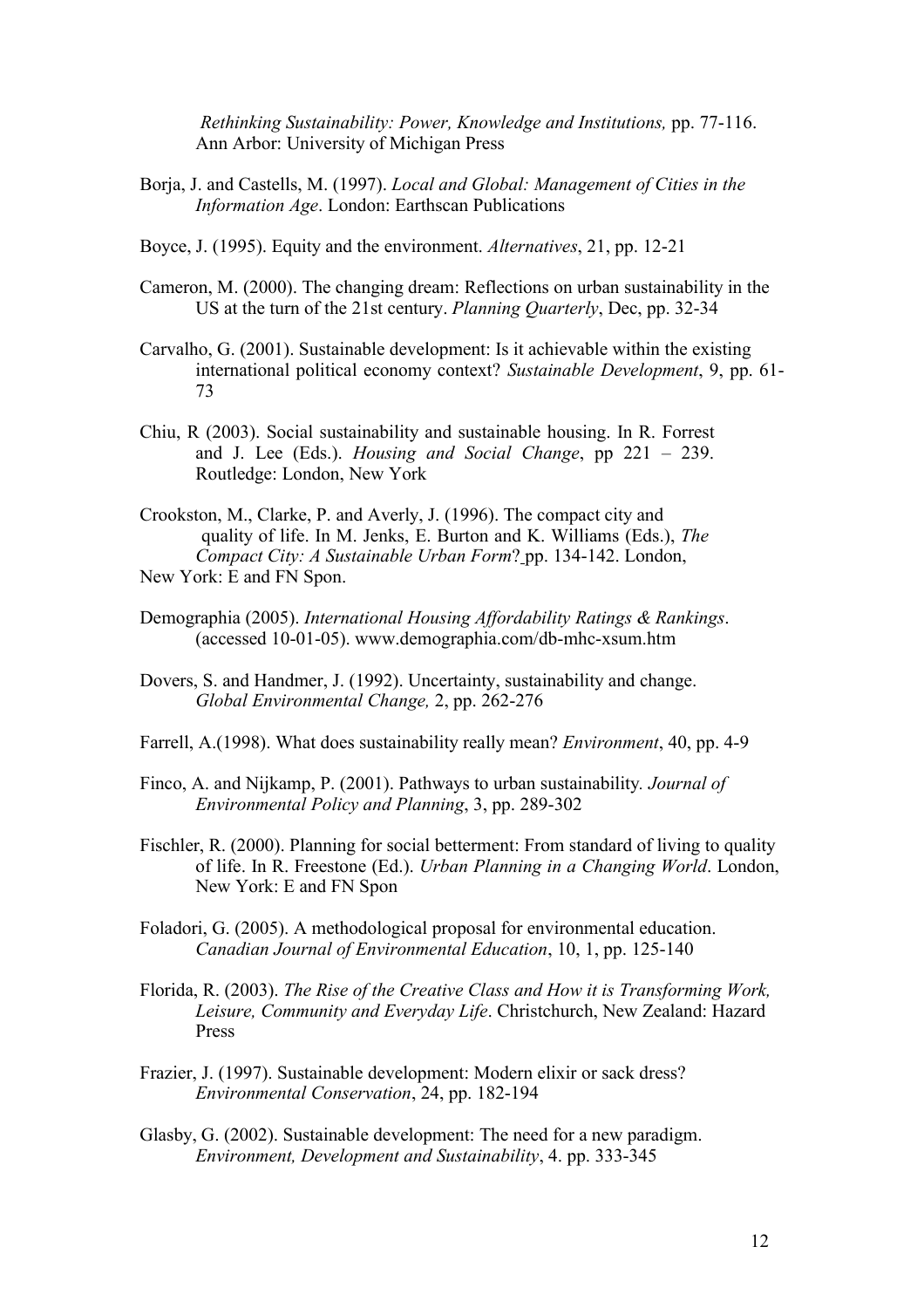*Rethinking Sustainability: Power, Knowledge and Institutions,* pp. 77-116. Ann Arbor: University of Michigan Press

Borja, J. and Castells, M. (1997). *Local and Global: Management of Cities in the Information Age*. London: Earthscan Publications

Boyce, J. (1995). Equity and the environment. *Alternatives*, 21, pp. 12-21

Cameron, M. (2000). The changing dream: Reflections on urban sustainability in the US at the turn of the 21st century. *Planning Quarterly*, Dec, pp. 32-34

Carvalho, G. (2001). Sustainable development: Is it achievable within the existing international political economy context? *Sustainable Development*, 9, pp. 61-73

Chiu, R (2003). Social sustainability and sustainable housing. In R. Forrest and J. Lee (Eds.). *Housing and Social Change*, pp 221 – 239. Routledge: London, New York

Crookston, M., Clarke, P. and Averly, J. (1996). The compact city and quality of life. In M. Jenks, E. Burton and K. Williams (Eds.), *The Compact City: A Sustainable Urban Form*? pp. 134-142. London, New York: E and FN Spon.

Demographia (2005). *International Housing Affordability Ratings & Rankings*. (accessed 10-01-05). www.demographia.com/db-mhc-xsum.htm

Dovers, S. and Handmer, J. (1992). Uncertainty, sustainability and change. *Global Environmental Change,* 2, pp. 262-276

Farrell, A.(1998). What does sustainability really mean? *Environment*, 40, pp. 4-9

Finco, A. and Nijkamp, P. (2001). Pathways to urban sustainability*. Journal of Environmental Policy and Planning*, 3, pp. 289-302

Fischler, R. (2000). Planning for social betterment: From standard of living to quality of life. In R. Freestone (Ed.). *Urban Planning in a Changing World*. London, New York: E and FN Spon

Foladori, G. (2005). A methodological proposal for environmental education. *Canadian Journal of Environmental Education*, 10, 1, pp. 125-140

Florida, R. (2003). *The Rise of the Creative Class and How it is Transforming Work, Leisure, Community and Everyday Life*. Christchurch, New Zealand: Hazard Press

Frazier, J. (1997). Sustainable development: Modern elixir or sack dress? *Environmental Conservation*, 24, pp. 182-194

Glasby, G. (2002). Sustainable development: The need for a new paradigm. *Environment, Development and Sustainability*, 4. pp. 333-345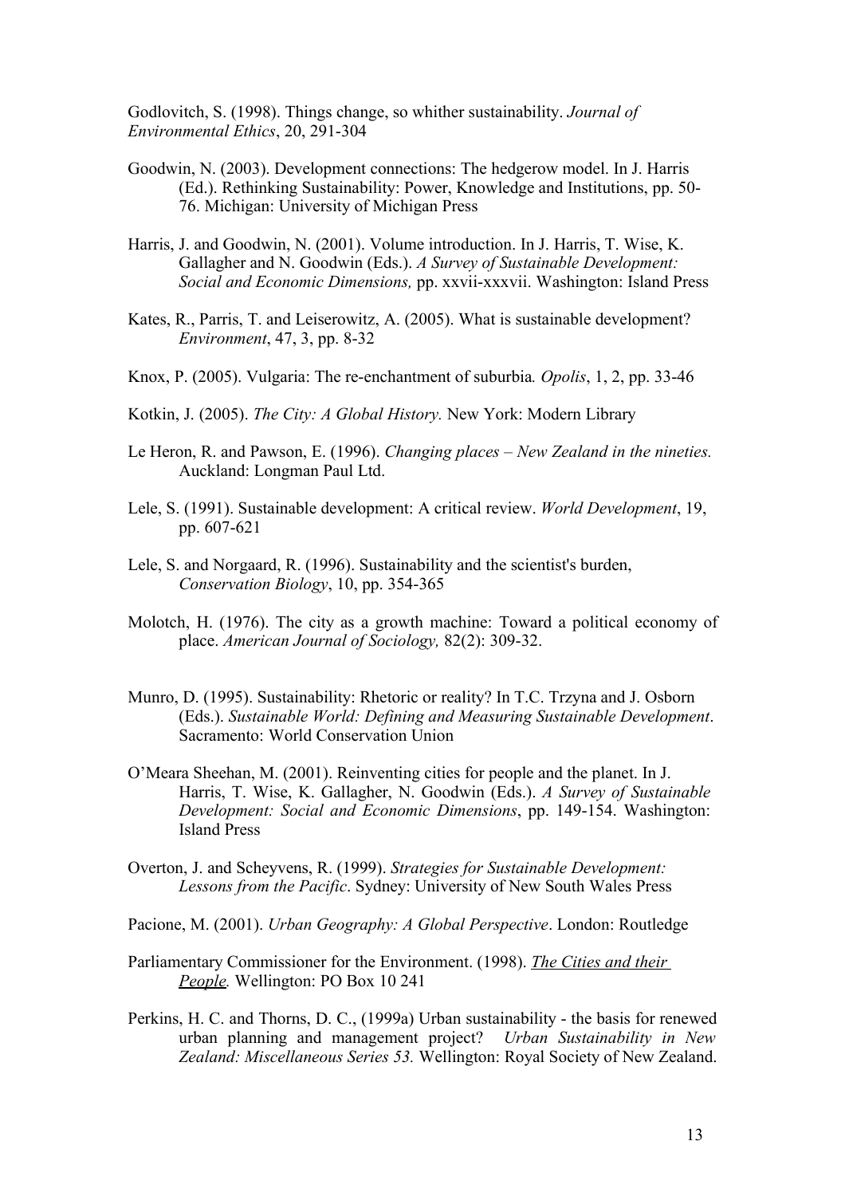Godlovitch, S. (1998). Things change, so whither sustainability. *Journal of Environmental Ethics*, 20, 291-304

Goodwin, N. (2003). Development connections: The hedgerow model. In J. Harris (Ed.). Rethinking Sustainability: Power, Knowledge and Institutions, pp. 50-76. Michigan: University of Michigan Press

Harris, J. and Goodwin, N. (2001). Volume introduction. In J. Harris, T. Wise, K. Gallagher and N. Goodwin (Eds.). *A Survey of Sustainable Development: Social and Economic Dimensions,* pp. xxvii-xxxvii. Washington: Island Press

Kates, R., Parris, T. and Leiserowitz, A. (2005). What is sustainable development? *Environment*, 47, 3, pp. 8-32

Knox, P. (2005). Vulgaria: The re-enchantment of suburbia*. Opolis*, 1, 2, pp. 33-46

Kotkin, J. (2005). *The City: A Global History.* New York: Modern Library

Le Heron, R. and Pawson, E. (1996). *Changing places – New Zealand in the nineties.* Auckland: Longman Paul Ltd.

Lele, S. (1991). Sustainable development: A critical review. *World Development*, 19, pp. 607-621

Lele, S. and Norgaard, R. (1996). Sustainability and the scientist's burden, *Conservation Biology*, 10, pp. 354-365

Molotch, H. (1976). The city as a growth machine: Toward a political economy of place. *American Journal of Sociology,* 82(2): 309-32.

Munro, D. (1995). Sustainability: Rhetoric or reality? In T.C. Trzyna and J. Osborn (Eds.). *Sustainable World: Defining and Measuring Sustainable Development*. Sacramento: World Conservation Union

O'Meara Sheehan, M. (2001). Reinventing cities for people and the planet. In J. Harris, T. Wise, K. Gallagher, N. Goodwin (Eds.). *A Survey of Sustainable Development: Social and Economic Dimensions*, pp. 149-154. Washington: Island Press

Overton, J. and Scheyvens, R. (1999). *Strategies for Sustainable Development: Lessons from the Pacific*. Sydney: University of New South Wales Press

Pacione, M. (2001). *Urban Geography: A Global Perspective*. London: Routledge

Parliamentary Commissioner for the Environment. (1998). *The Cities and their People.* Wellington: PO Box 10 241

Perkins, H. C. and Thorns, D. C., (1999a) Urban sustainability - the basis for renewed urban planning and management project? *Urban Sustainability in New Zealand: Miscellaneous Series 53.* Wellington: Royal Society of New Zealand.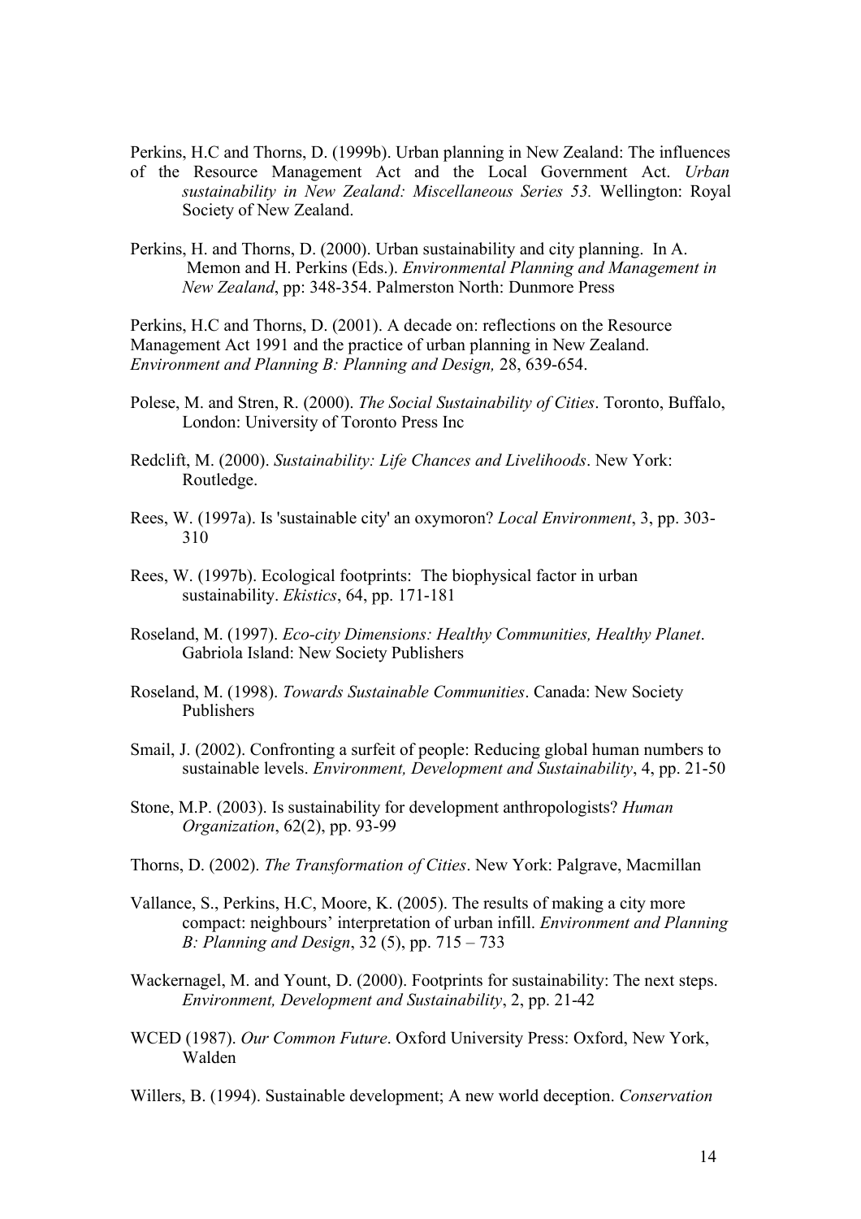Perkins, H.C and Thorns, D. (1999b). Urban planning in New Zealand: The influences of the Resource Management Act and the Local Government Act. *Urban sustainability in New Zealand: Miscellaneous Series 53.* Wellington: Royal Society of New Zealand.

Perkins, H. and Thorns, D. (2000). Urban sustainability and city planning. In A. Memon and H. Perkins (Eds.). *Environmental Planning and Management in New Zealand*, pp: 348-354. Palmerston North: Dunmore Press

Perkins, H.C and Thorns, D. (2001). A decade on: reflections on the Resource Management Act 1991 and the practice of urban planning in New Zealand. *Environment and Planning B: Planning and Design,* 28, 639-654.

Polese, M. and Stren, R. (2000). *The Social Sustainability of Cities*. Toronto, Buffalo, London: University of Toronto Press Inc

Redclift, M. (2000). *Sustainability: Life Chances and Livelihoods*. New York: Routledge.

Rees, W. (1997a). Is 'sustainable city' an oxymoron? *Local Environment*, 3, pp. 303-310

Rees, W. (1997b). Ecological footprints: The biophysical factor in urban sustainability. *Ekistics*, 64, pp. 171-181

Roseland, M. (1997). *Eco-city Dimensions: Healthy Communities, Healthy Planet*. Gabriola Island: New Society Publishers

Roseland, M. (1998). *Towards Sustainable Communities*. Canada: New Society Publishers

Smail, J. (2002). Confronting a surfeit of people: Reducing global human numbers to sustainable levels. *Environment, Development and Sustainability*, 4, pp. 21-50

Stone, M.P. (2003). Is sustainability for development anthropologists? *Human Organization*, 62(2), pp. 93-99

Thorns, D. (2002). *The Transformation of Cities*. New York: Palgrave, Macmillan

Vallance, S., Perkins, H.C, Moore, K. (2005). The results of making a city more compact: neighbours' interpretation of urban infill. *Environment and Planning B: Planning and Design*, 32 (5), pp. 715 – 733

Wackernagel, M. and Yount, D. (2000). Footprints for sustainability: The next steps. *Environment, Development and Sustainability*, 2, pp. 21-42

WCED (1987). *Our Common Future*. Oxford University Press: Oxford, New York, Walden

Willers, B. (1994). Sustainable development; A new world deception. *Conservation*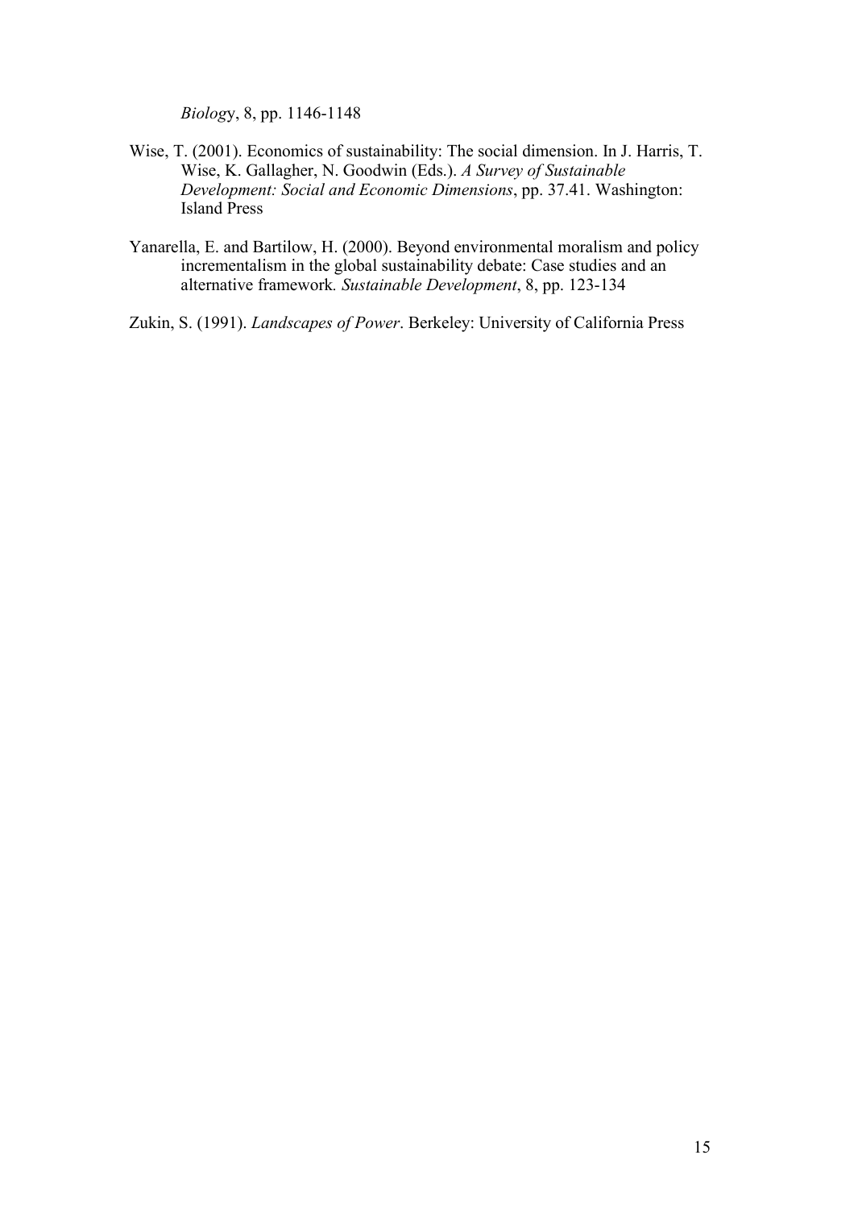*Biology*, 8, pp. 1146-1148

Wise, T. (2001). Economics of sustainability: The social dimension. In J. Harris, T. Wise, K. Gallagher, N. Goodwin (Eds.). *A Survey of Sustainable Development: Social and Economic Dimensions*, pp. 37.41. Washington: Island Press

Yanarella, E. and Bartilow, H. (2000). Beyond environmental moralism and policy incrementalism in the global sustainability debate: Case studies and an alternative framework. *Sustainable Development*, 8, pp. 123-134

Zukin, S. (1991). *Landscapes of Power*. Berkeley: University of California Press